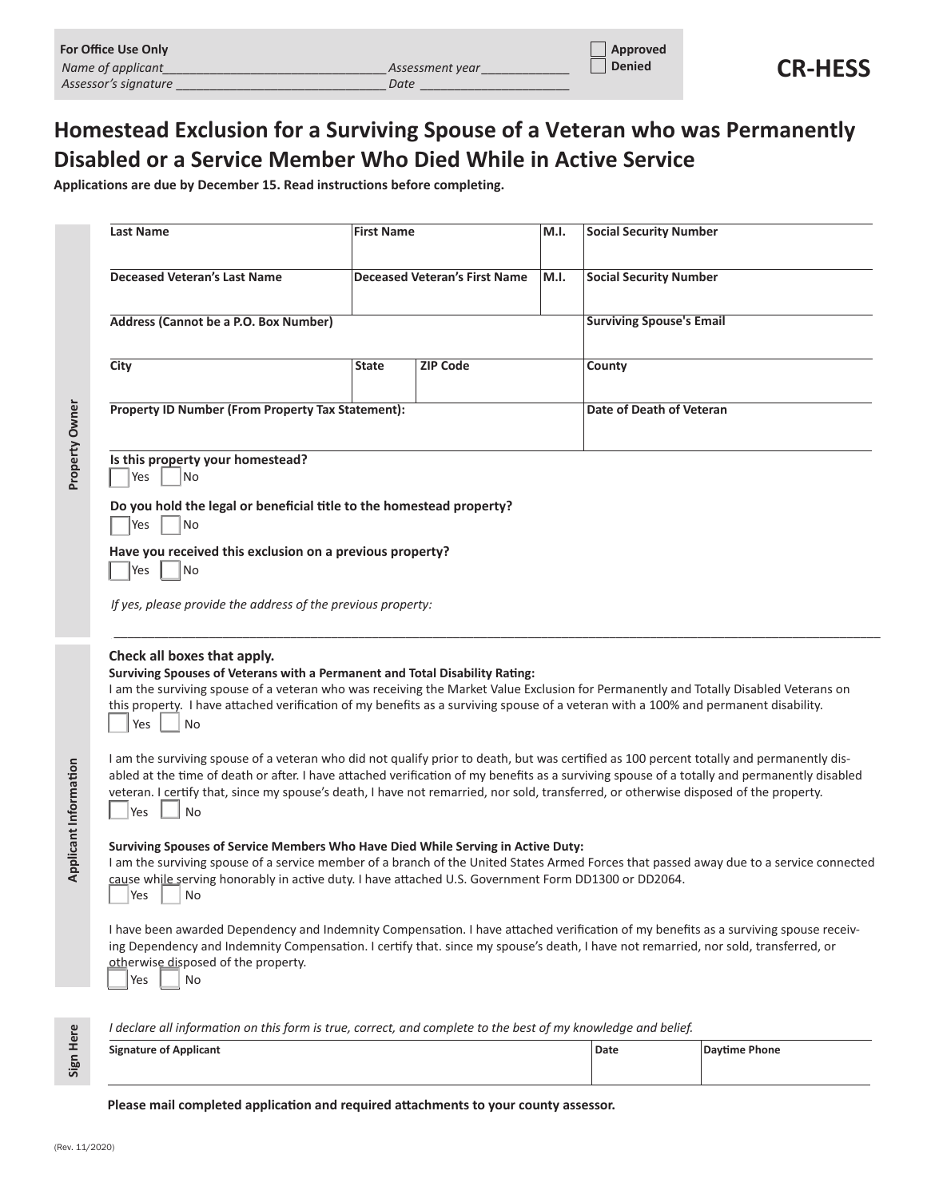**For Office Use Only**

*Name of applicant*\_\_\_\_\_\_\_\_\_\_\_\_\_\_\_\_\_\_\_\_\_\_\_\_\_\_\_\_\_\_\_\_ *Assessment year* \_\_\_\_\_\_\_\_\_\_\_\_

*Assessor's signature* \_\_\_\_\_\_\_\_\_\_\_\_\_\_\_\_\_\_\_\_\_\_\_\_\_\_\_\_\_\_ *Date* \_\_\_\_\_\_\_\_\_\_\_\_\_\_\_\_\_\_\_\_\_\_

☐ Approved
☐ Denied

**CR-HESS**

# Homestead Exclusion for a Surviving Spouse of a Veteran who was Permanently Disabled or a Service Member Who Died While in Active Service

**Applications are due by December 15. Read instructions before completing.**

## Property Owner

| Last Name | First Name | M.I. | Social Security Number |
|---|---|---|---|
| | | | |

| Deceased Veteran's Last Name | Deceased Veteran's First Name | M.I. | Social Security Number |
|---|---|---|---|
| | | | |

| Address (Cannot be a P.O. Box Number) | Surviving Spouse's Email |
|---|---|
| | |

| City | State | ZIP Code | County |
|---|---|---|---|
| | | | |

| Property ID Number (From Property Tax Statement): | Date of Death of Veteran |
|---|---|
| | |

**Is this property your homestead?**
☐ Yes ☐ No

**Do you hold the legal or beneficial title to the homestead property?**
☐ Yes ☐ No

**Have you received this exclusion on a previous property?**
☐ Yes ☐ No

*If yes, please provide the address of the previous property:*

\_\_\_\_\_\_\_\_\_\_\_\_\_\_\_\_\_\_\_\_\_\_\_\_\_\_\_\_\_\_\_\_\_\_\_\_\_\_\_\_\_\_\_\_\_\_\_\_\_\_\_\_\_\_\_\_\_\_\_\_\_\_\_\_\_\_\_\_\_\_\_\_\_\_\_\_\_\_

## Applicant Information

**Check all boxes that apply.**

**Surviving Spouses of Veterans with a Permanent and Total Disability Rating:**

I am the surviving spouses of a veteran who was receiving the Market Value Exclusion for Permanently and Totally Disabled Veterans on this property. I have attached verification of my benefits as a surviving spouse of a veteran with a 100% and permanent disability.
☐ Yes ☐ No

I am the surviving spouse of a veteran who did not qualify prior to death, but was certified as 100 percent totally and permanently disabled at the time of death or after. I have attached verification of my benefits as a surviving spouse of a totally and permanently disabled veteran. I certify that, since my spouse's death, I have not remarried, nor sold, transferred, or otherwise disposed of the property.
☐ Yes ☐ No

**Surviving Spouses of Service Members Who Have Died While Serving in Active Duty:**

I am the surviving spouse of a service member of a branch of the United States Armed Forces that passed away due to a service connected cause while serving honorably in active duty. I have attached U.S. Government Form DD1300 or DD2064.
☐ Yes ☐ No

I have been awarded Dependency and Indemnity Compensation. I have attached verification of my benefits as a surviving spouse receiving Dependency and Indemnity Compensation. I certify that. since my spouse's death, I have not remarried, nor sold, transferred, or otherwise disposed of the property.
☐ Yes ☐ No

## Sign Here

*I declare all information on this form is true, correct, and complete to the best of my knowledge and belief.*

| Signature of Applicant | Date | Daytime Phone |
|---|---|---|
| | | |

**Please mail completed application and required attachments to your county assessor.**

(Rev. 11/2020)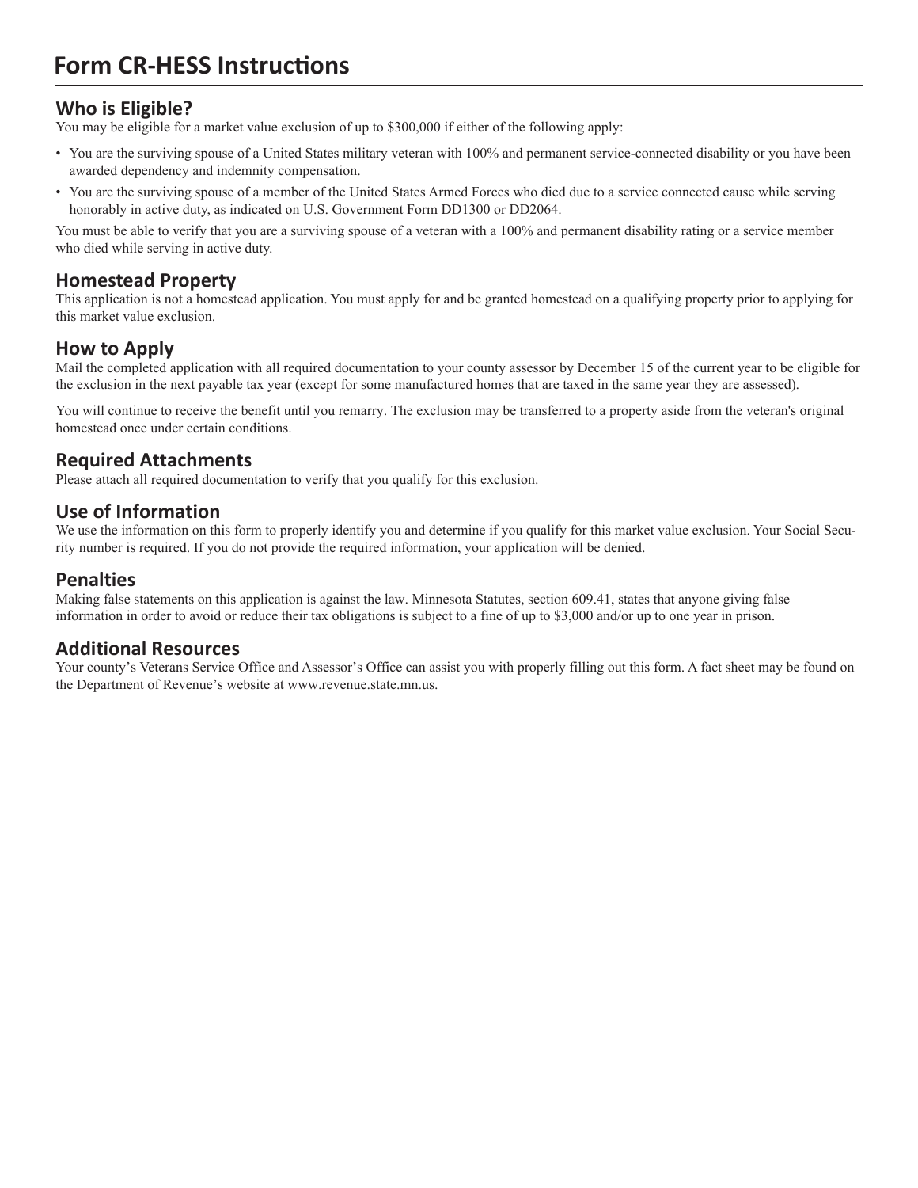# Form CR-HESS Instructions

## Who is Eligible?

You may be eligible for a market value exclusion of up to $300,000 if either of the following apply:

- You are the surviving spouse of a United States military veteran with 100% and permanent service-connected disability or you have been awarded dependency and indemnity compensation.
- You are the surviving spouse of a member of the United States Armed Forces who died due to a service connected cause while serving honorably in active duty, as indicated on U.S. Government Form DD1300 or DD2064.

You must be able to verify that you are a surviving spouse of a veteran with a 100% and permanent disability rating or a service member who died while serving in active duty.

## Homestead Property

This application is not a homestead application. You must apply for and be granted homestead on a qualifying property prior to applying for this market value exclusion.

## How to Apply

Mail the completed application with all required documentation to your county assessor by December 15 of the current year to be eligible for the exclusion in the next payable tax year (except for some manufactured homes that are taxed in the same year they are assessed).

You will continue to receive the benefit until you remarry. The exclusion may be transferred to a property aside from the veteran's original homestead once under certain conditions.

## Required Attachments

Please attach all required documentation to verify that you qualify for this exclusion.

## Use of Information

We use the information on this form to properly identify you and determine if you qualify for this market value exclusion. Your Social Security number is required. If you do not provide the required information, your application will be denied.

## Penalties

Making false statements on this application is against the law. Minnesota Statutes, section 609.41, states that anyone giving false information in order to avoid or reduce their tax obligations is subject to a fine of up to $3,000 and/or up to one year in prison.

## Additional Resources

Your county's Veterans Service Office and Assessor's Office can assist you with properly filling out this form. A fact sheet may be found on the Department of Revenue's website at www.revenue.state.mn.us.